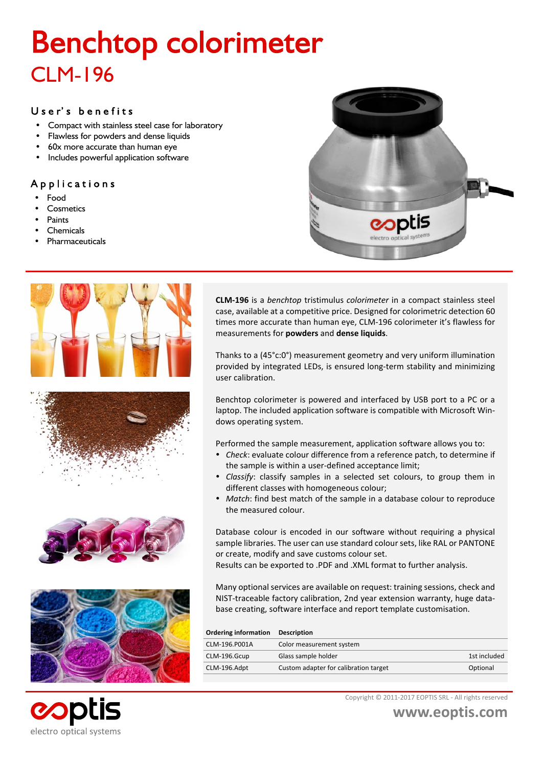# Benchtop colorimeter

## CLM-196

### User's benefits

- Compact with stainless steel case for laboratory
- Flawless for powders and dense liquids
- 60x more accurate than human eye
- Includes powerful application software

### Applications

- Food
- Cosmetics
- Paints
- Chemicals
- Pharmaceuticals

**CLM-196** is a *benchtop* tristimulus *colorimeter* in a compact stainless steel case, available at a competitive price. Designed for colorimetric detection 60 times more accurate than human eye, CLM-196 colorimeter it's flawless for measurements for **powders** and **dense liquids**.

Thanks to a (45°c:0°) measurement geometry and very uniform illumination provided by integrated LEDs, is ensured long-term stability and minimizing user calibration.

Benchtop colorimeter is powered and interfaced by USB port to a PC or a laptop. The included application software is compatible with Microsoft Windows operating system.

Performed the sample measurement, application software allows you to:

- *Check*: evaluate colour difference from a reference patch, to determine if the sample is within a user-defined acceptance limit;
- *Classify*: classify samples in a selected set colours, to group them in different classes with homogeneous colour;
- *Match*: find best match of the sample in a database colour to reproduce the measured colour.

Database colour is encoded in our software without requiring a physical sample libraries. The user can use standard colour sets, like RAL or PANTONE or create, modify and save customs colour set.
Results can be exported to .PDF and .XML format to further analysis.

Many optional services are available on request: training sessions, check and NIST-traceable factory calibration, 2nd year extension warranty, huge database creating, software interface and report template customisation.

| Ordering information | Description | |
|---|---|---|
| CLM-196.P001A | Color measurement system | |
| CLM-196.Gcup | Glass sample holder | 1st included |
| CLM-196.Adpt | Custom adapter for calibration target | Optional |

Copyright © 2011-2017 EOPTIS SRL - All rights reserved

**www.eoptis.com**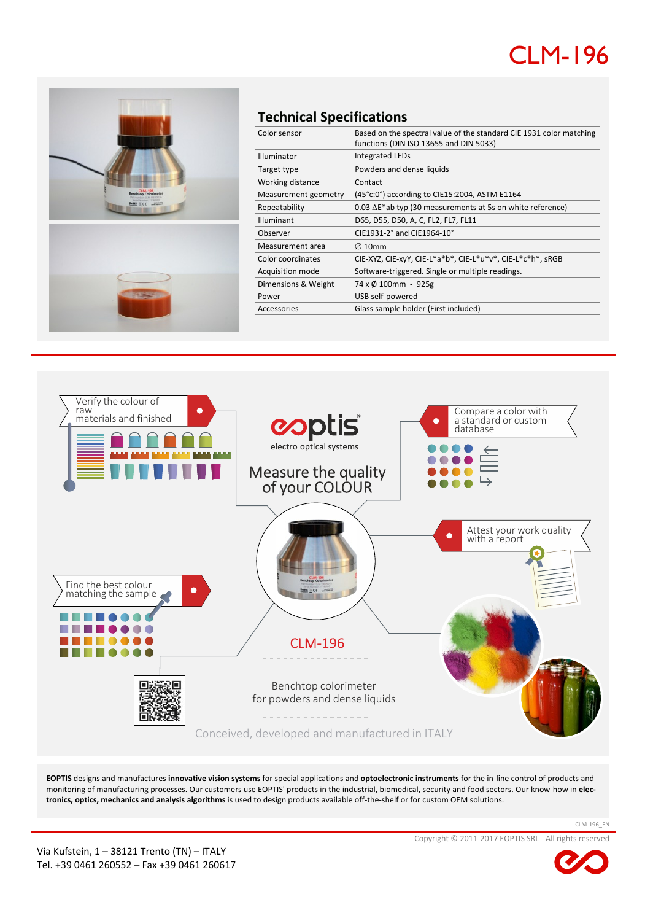# CLM-196

## Technical Specifications

| | |
|---|---|
| Color sensor | Based on the spectral value of the standard CIE 1931 color matching functions (DIN ISO 13655 and DIN 5033) |
| Illuminator | Integrated LEDs |
| Target type | Powders and dense liquids |
| Working distance | Contact |
| Measurement geometry | (45°c:0°) according to CIE15:2004, ASTM E1164 |
| Repeatability | 0.03 ΔE*ab typ (30 measurements at 5s on white reference) |
| Illuminant | D65, D55, D50, A, C, FL2, FL7, FL11 |
| Observer | CIE1931-2° and CIE1964-10° |
| Measurement area | ∅ 10mm |
| Color coordinates | CIE-XYZ, CIE-xyY, CIE-L*a*b*, CIE-L*u*v*, CIE-L*c*h*, sRGB |
| Acquisition mode | Software-triggered. Single or multiple readings. |
| Dimensions & Weight | 74 x Ø 100mm - 925g |
| Power | USB self-powered |
| Accessories | Glass sample holder (First included) |

eoptis

electro optical systems

Measure the quality of your COLOUR

Verify the colour of raw materials and finished

Compare a color with a standard or custom database

Attest your work quality with a report

Find the best colour matching the sample

CLM-196

Benchtop colorimeter for powders and dense liquids

Conceived, developed and manufactured in ITALY

**EOPTIS** designs and manufactures **innovative vision systems** for special applications and **optoelectronic instruments** for the in-line control of products and monitoring of manufacturing processes. Our customers use EOPTIS' products in the industrial, biomedical, security and food sectors. Our know-how in **electronics, optics, mechanics and analysis algorithms** is used to design products available off-the-shelf or for custom OEM solutions.

CLM-196_EN

Copyright © 2011-2017 EOPTIS SRL - All rights reserved

Via Kufstein, 1 – 38121 Trento (TN) – ITALY
Tel. +39 0461 260552 – Fax +39 0461 260617